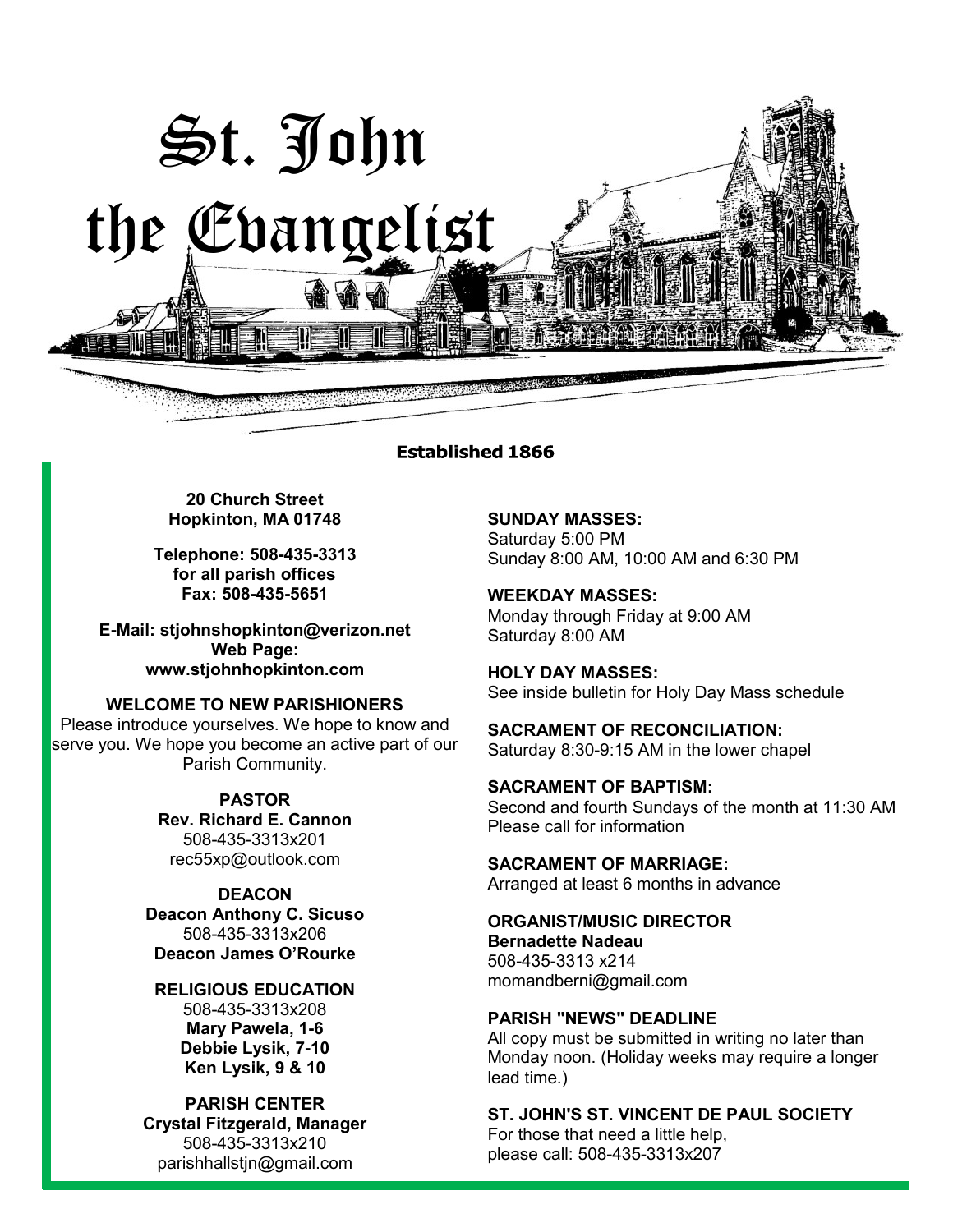# St. John the Evangelist

**Established 1866**

**20 Church Street**
**Hopkinton, MA 01748**

**Telephone: 508-435-3313**
**for all parish offices**
**Fax: 508-435-5651**

**E-Mail: stjohnshopkinton@verizon.net**
**Web Page:**
**www.stjohnhopkinton.com**

**WELCOME TO NEW PARISHIONERS**
Please introduce yourselves. We hope to know and serve you. We hope you become an active part of our Parish Community.

**PASTOR**
**Rev. Richard E. Cannon**
508-435-3313x201
rec55xp@outlook.com

**DEACON**
**Deacon Anthony C. Sicuso**
508-435-3313x206
**Deacon James O'Rourke**

**RELIGIOUS EDUCATION**
508-435-3313x208
**Mary Pawela, 1-6**
**Debbie Lysik, 7-10**
**Ken Lysik, 9 & 10**

**PARISH CENTER**
**Crystal Fitzgerald, Manager**
508-435-3313x210
parishhallstjn@gmail.com

**SUNDAY MASSES:**
Saturday 5:00 PM
Sunday 8:00 AM, 10:00 AM and 6:30 PM

**WEEKDAY MASSES:**
Monday through Friday at 9:00 AM
Saturday 8:00 AM

**HOLY DAY MASSES:**
See inside bulletin for Holy Day Mass schedule

**SACRAMENT OF RECONCILIATION:**
Saturday 8:30-9:15 AM in the lower chapel

**SACRAMENT OF BAPTISM:**
Second and fourth Sundays of the month at 11:30 AM
Please call for information

**SACRAMENT OF MARRIAGE:**
Arranged at least 6 months in advance

**ORGANIST/MUSIC DIRECTOR**
**Bernadette Nadeau**
508-435-3313 x214
momandberni@gmail.com

**PARISH "NEWS" DEADLINE**
All copy must be submitted in writing no later than Monday noon. (Holiday weeks may require a longer lead time.)

**ST. JOHN'S ST. VINCENT DE PAUL SOCIETY**
For those that need a little help,
please call: 508-435-3313x207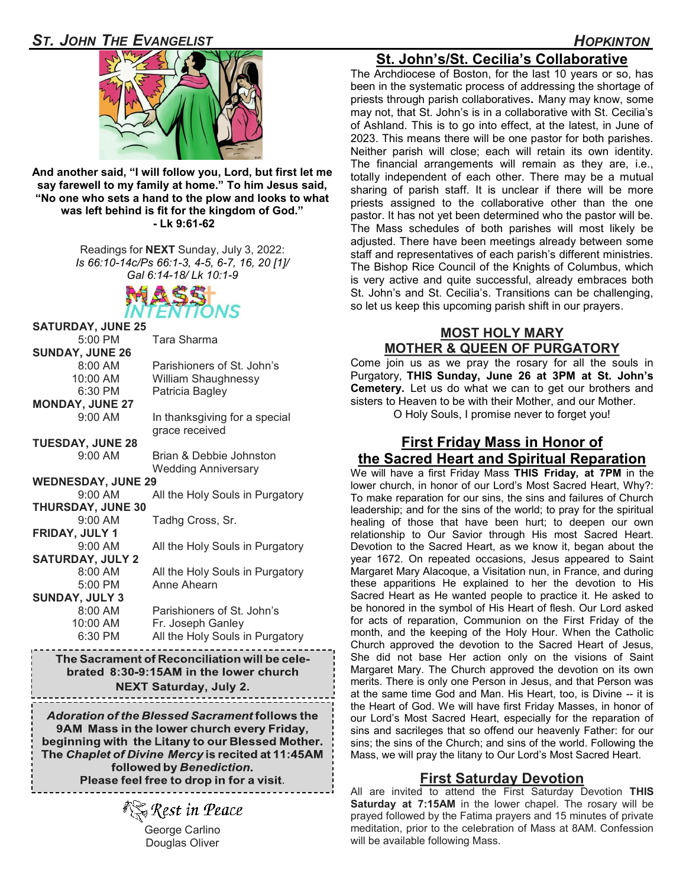**And another said, "I will follow you, Lord, but first let me say farewell to my family at home." To him Jesus said, "No one who sets a hand to the plow and looks to what was left behind is fit for the kingdom of God."**
**- Lk 9:61-62**

Readings for **NEXT** Sunday, July 3, 2022:
*Is 66:10-14c/Ps 66:1-3, 4-5, 6-7, 16, 20 [1]/ Gal 6:14-18/ Lk 10:1-9*

## MASS INTENTIONS

**SATURDAY, JUNE 25**

| | |
|---|---|
| 5:00 PM | Tara Sharma |

**SUNDAY, JUNE 26**

| | |
|---|---|
| 8:00 AM | Parishioners of St. John's |
| 10:00 AM | William Shaughnessy |
| 6:30 PM | Patricia Bagley |

**MONDAY, JUNE 27**

| | |
|---|---|
| 9:00 AM | In thanksgiving for a special grace received |

**TUESDAY, JUNE 28**

| | |
|---|---|
| 9:00 AM | Brian & Debbie Johnston Wedding Anniversary |

**WEDNESDAY, JUNE 29**

| | |
|---|---|
| 9:00 AM | All the Holy Souls in Purgatory |

**THURSDAY, JUNE 30**

| | |
|---|---|
| 9:00 AM | Tadhg Cross, Sr. |

**FRIDAY, JULY 1**

| | |
|---|---|
| 9:00 AM | All the Holy Souls in Purgatory |

**SATURDAY, JULY 2**

| | |
|---|---|
| 8:00 AM | All the Holy Souls in Purgatory |
| 5:00 PM | Anne Ahearn |

**SUNDAY, JULY 3**

| | |
|---|---|
| 8:00 AM | Parishioners of St. John's |
| 10:00 AM | Fr. Joseph Ganley |
| 6:30 PM | All the Holy Souls in Purgatory |

**The Sacrament of Reconciliation will be celebrated 8:30-9:15AM in the lower church NEXT Saturday, July 2.**

***Adoration of the Blessed Sacrament* follows the 9AM Mass in the lower church every Friday, beginning with the Litany to our Blessed Mother. The *Chaplet of Divine Mercy* is recited at 11:45AM followed by *Benediction*. Please feel free to drop in for a visit.**

## Rest in Peace

George Carlino
Douglas Oliver

## St. John's/St. Cecilia's Collaborative

The Archdiocese of Boston, for the last 10 years or so, has been in the systematic process of addressing the shortage of priests through parish collaboratives**.** Many may know, some may not, that St. John's is in a collaborative with St. Cecilia's of Ashland. This is to go into effect, at the latest, in June of 2023. This means there will be one pastor for both parishes. Neither parish will close; each will retain its own identity. The financial arrangements will remain as they are, i.e., totally independent of each other. There may be a mutual sharing of parish staff. It is unclear if there will be more priests assigned to the collaborative other than the one pastor. It has not yet been determined who the pastor will be. The Mass schedules of both parishes will most likely be adjusted. There have been meetings already between some staff and representatives of each parish's different ministries. The Bishop Rice Council of the Knights of Columbus, which is very active and quite successful, already embraces both St. John's and St. Cecilia's. Transitions can be challenging, so let us keep this upcoming parish shift in our prayers.

## MOST HOLY MARY MOTHER & QUEEN OF PURGATORY

Come join us as we pray the rosary for all the souls in Purgatory, **THIS Sunday, June 26 at 3PM at St. John's Cemetery.** Let us do what we can to get our brothers and sisters to Heaven to be with their Mother, and our Mother.

O Holy Souls, I promise never to forget you!

## First Friday Mass in Honor of the Sacred Heart and Spiritual Reparation

We will have a first Friday Mass **THIS Friday, at 7PM** in the lower church, in honor of our Lord's Most Sacred Heart, Why?: To make reparation for our sins, the sins and failures of Church leadership; and for the sins of the world; to pray for the spiritual healing of those that have been hurt; to deepen our own relationship to Our Savior through His most Sacred Heart. Devotion to the Sacred Heart, as we know it, began about the year 1672. On repeated occasions, Jesus appeared to Saint Margaret Mary Alacoque, a Visitation nun, in France, and during these apparitions He explained to her the devotion to His Sacred Heart as He wanted people to practice it. He asked to be honored in the symbol of His Heart of flesh. Our Lord asked for acts of reparation, Communion on the First Friday of the month, and the keeping of the Holy Hour. When the Catholic Church approved the devotion to the Sacred Heart of Jesus, She did not base Her action only on the visions of Saint Margaret Mary. The Church approved the devotion on its own merits. There is only one Person in Jesus, and that Person was at the same time God and Man. His Heart, too, is Divine -- it is the Heart of God. We will have first Friday Masses, in honor of our Lord's Most Sacred Heart, especially for the reparation of sins and sacrileges that so offend our heavenly Father: for our sins; the sins of the Church; and sins of the world. Following the Mass, we will pray the litany to Our Lord's Most Sacred Heart.

## First Saturday Devotion

All are invited to attend the First Saturday Devotion **THIS Saturday at 7:15AM** in the lower chapel. The rosary will be prayed followed by the Fatima prayers and 15 minutes of private meditation, prior to the celebration of Mass at 8AM. Confession will be available following Mass.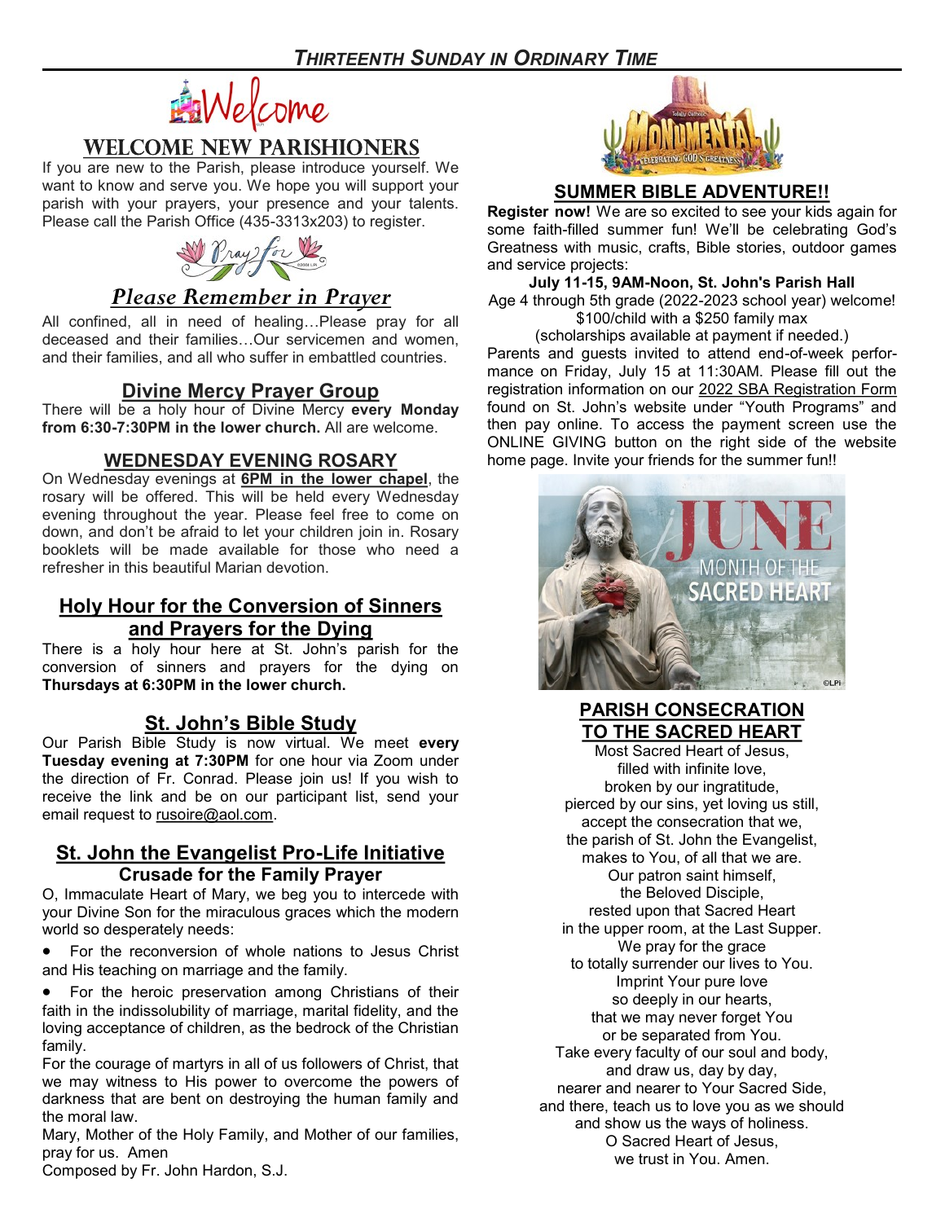## *THIRTEENTH SUNDAY IN ORDINARY TIME*

## WELCOME NEW PARISHIONERS

If you are new to the Parish, please introduce yourself. We want to know and serve you. We hope you will support your parish with your prayers, your presence and your talents. Please call the Parish Office (435-3313x203) to register.

## *Please Remember in Prayer*

All confined, all in need of healing…Please pray for all deceased and their families…Our servicemen and women, and their families, and all who suffer in embattled countries.

## Divine Mercy Prayer Group

There will be a holy hour of Divine Mercy **every Monday from 6:30-7:30PM in the lower church.** All are welcome.

## WEDNESDAY EVENING ROSARY

On Wednesday evenings at **6PM in the lower chapel**, the rosary will be offered. This will be held every Wednesday evening throughout the year. Please feel free to come on down, and don't be afraid to let your children join in. Rosary booklets will be made available for those who need a refresher in this beautiful Marian devotion.

## Holy Hour for the Conversion of Sinners and Prayers for the Dying

There is a holy hour here at St. John's parish for the conversion of sinners and prayers for the dying on **Thursdays at 6:30PM in the lower church.**

## St. John's Bible Study

Our Parish Bible Study is now virtual. We meet **every Tuesday evening at 7:30PM** for one hour via Zoom under the direction of Fr. Conrad. Please join us! If you wish to receive the link and be on our participant list, send your email request to rusoire@aol.com.

## St. John the Evangelist Pro-Life Initiative

### Crusade for the Family Prayer

O, Immaculate Heart of Mary, we beg you to intercede with your Divine Son for the miraculous graces which the modern world so desperately needs:

- For the reconversion of whole nations to Jesus Christ and His teaching on marriage and the family.
- For the heroic preservation among Christians of their faith in the indissolubility of marriage, marital fidelity, and the loving acceptance of children, as the bedrock of the Christian family.

For the courage of martyrs in all of us followers of Christ, that we may witness to His power to overcome the powers of darkness that are bent on destroying the human family and the moral law.

Mary, Mother of the Holy Family, and Mother of our families, pray for us. Amen

Composed by Fr. John Hardon, S.J.

## SUMMER BIBLE ADVENTURE!!

**Register now!** We are so excited to see your kids again for some faith-filled summer fun! We'll be celebrating God's Greatness with music, crafts, Bible stories, outdoor games and service projects:

**July 11-15, 9AM-Noon, St. John's Parish Hall**

Age 4 through 5th grade (2022-2023 school year) welcome!
$100/child with a $250 family max
(scholarships available at payment if needed.)

Parents and guests invited to attend end-of-week performance on Friday, July 15 at 11:30AM. Please fill out the registration information on our 2022 SBA Registration Form found on St. John's website under "Youth Programs" and then pay online. To access the payment screen use the ONLINE GIVING button on the right side of the website home page. Invite your friends for the summer fun!!

## PARISH CONSECRATION TO THE SACRED HEART

Most Sacred Heart of Jesus,
filled with infinite love,
broken by our ingratitude,
pierced by our sins, yet loving us still,
accept the consecration that we,
the parish of St. John the Evangelist,
makes to You, of all that we are.
Our patron saint himself,
the Beloved Disciple,
rested upon that Sacred Heart
in the upper room, at the Last Supper.
We pray for the grace
to totally surrender our lives to You.
Imprint Your pure love
so deeply in our hearts,
that we may never forget You
or be separated from You.
Take every faculty of our soul and body,
and draw us, day by day,
nearer and nearer to Your Sacred Side,
and there, teach us to love you as we should
and show us the ways of holiness.
O Sacred Heart of Jesus,
we trust in You. Amen.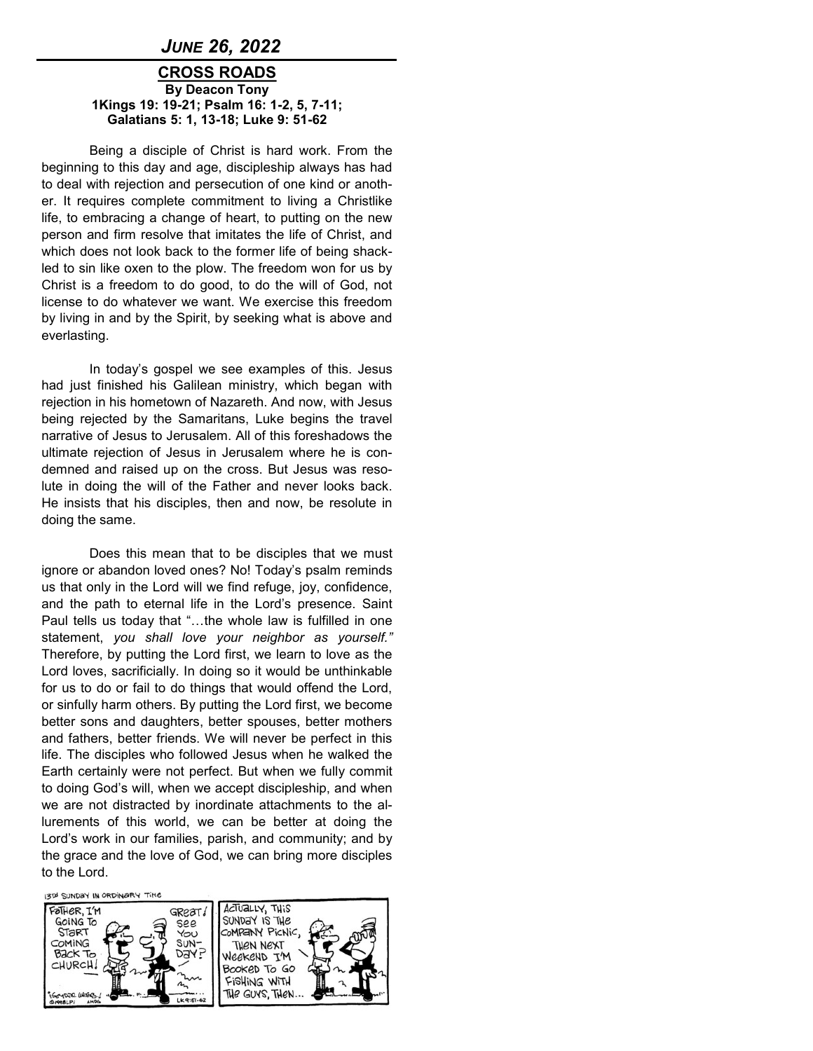## *June 26, 2022*

### CROSS ROADS

**By Deacon Tony**

**1Kings 19: 19-21; Psalm 16: 1-2, 5, 7-11; Galatians 5: 1, 13-18; Luke 9: 51-62**

Being a disciple of Christ is hard work. From the beginning to this day and age, discipleship always has had to deal with rejection and persecution of one kind or another. It requires complete commitment to living a Christlike life, to embracing a change of heart, to putting on the new person and firm resolve that imitates the life of Christ, and which does not look back to the former life of being shackled to sin like oxen to the plow. The freedom won for us by Christ is a freedom to do good, to do the will of God, not license to do whatever we want. We exercise this freedom by living in and by the Spirit, by seeking what is above and everlasting.

In today's gospel we see examples of this. Jesus had just finished his Galilean ministry, which began with rejection in his hometown of Nazareth. And now, with Jesus being rejected by the Samaritans, Luke begins the travel narrative of Jesus to Jerusalem. All of this foreshadows the ultimate rejection of Jesus in Jerusalem where he is condemned and raised up on the cross. But Jesus was resolute in doing the will of the Father and never looks back. He insists that his disciples, then and now, be resolute in doing the same.

Does this mean that to be disciples that we must ignore or abandon loved ones? No! Today's psalm reminds us that only in the Lord will we find refuge, joy, confidence, and the path to eternal life in the Lord's presence. Saint Paul tells us today that "…the whole law is fulfilled in one statement, *you shall love your neighbor as yourself."* Therefore, by putting the Lord first, we learn to love as the Lord loves, sacrificially. In doing so it would be unthinkable for us to do or fail to do things that would offend the Lord, or sinfully harm others. By putting the Lord first, we become better sons and daughters, better spouses, better mothers and fathers, better friends. We will never be perfect in this life. The disciples who followed Jesus when he walked the Earth certainly were not perfect. But when we fully commit to doing God's will, when we accept discipleship, and when we are not distracted by inordinate attachments to the allurements of this world, we can be better at doing the Lord's work in our families, parish, and community; and by the grace and the love of God, we can bring more disciples to the Lord.